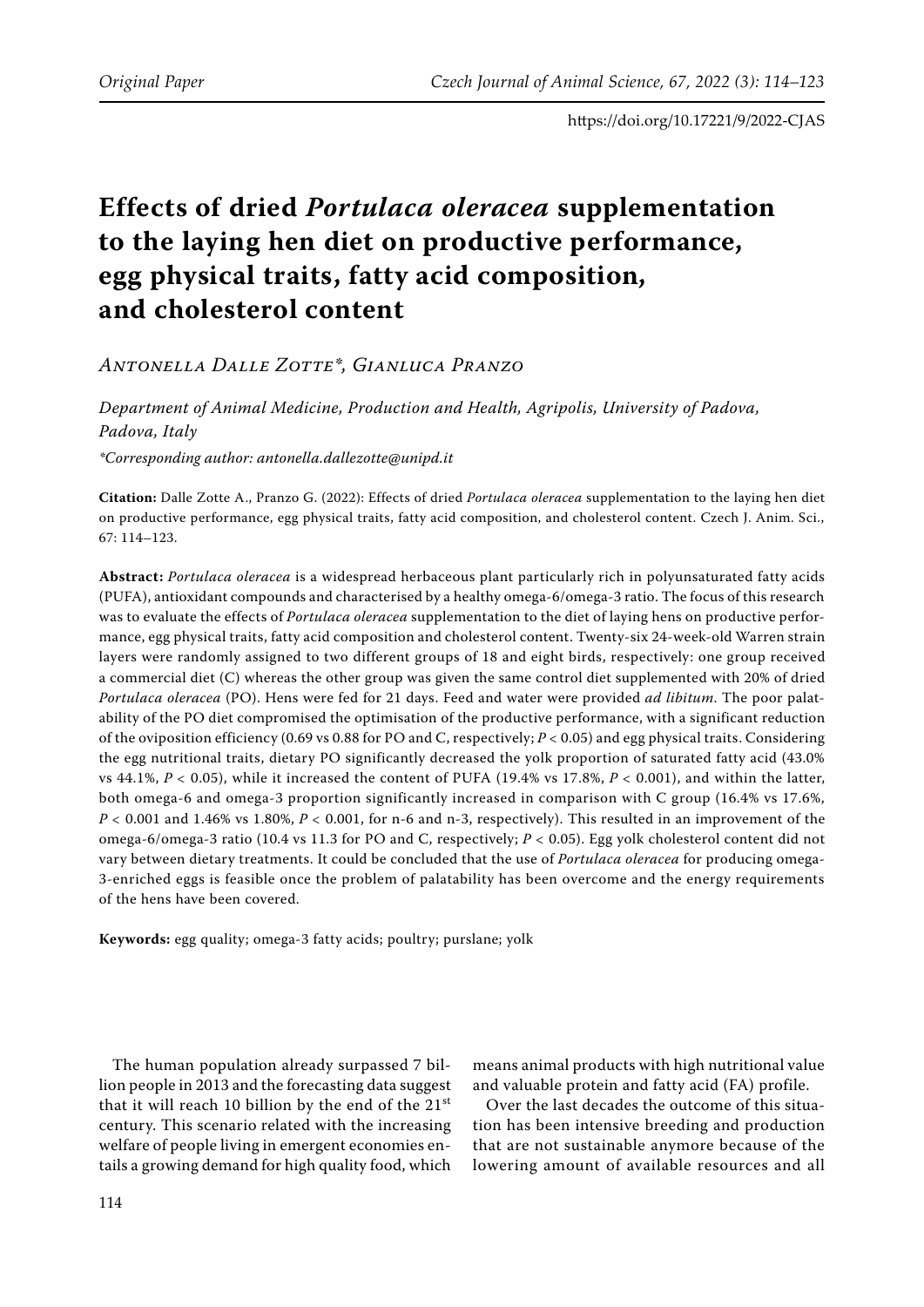Original Paper

https://doi.org/10.17221/9/2022-CJAS

# Effects of dried *Portulaca oleracea* supplementation to the laying hen diet on productive performance, egg physical traits, fatty acid composition, and cholesterol content

*Antonella Dalle Zotte\*, Gianluca Pranzo*

*Department of Animal Medicine, Production and Health, Agripolis, University of Padova, Padova, Italy*

*\*Corresponding author: antonella.dallezotte@unipd.it*

**Citation:** Dalle Zotte A., Pranzo G. (2022): Effects of dried *Portulaca oleracea* supplementation to the laying hen diet on productive performance, egg physical traits, fatty acid composition, and cholesterol content. Czech J. Anim. Sci., 67: 114–123.

**Abstract:** *Portulaca oleracea* is a widespread herbaceous plant particularly rich in polyunsaturated fatty acids (PUFA), antioxidant compounds and characterised by a healthy omega-6/omega-3 ratio. The focus of this research was to evaluate the effects of *Portulaca oleracea* supplementation to the diet of laying hens on productive performance, egg physical traits, fatty acid composition and cholesterol content. Twenty-six 24-week-old Warren strain layers were randomly assigned to two different groups of 18 and eight birds, respectively: one group received a commercial diet (C) whereas the other group was given the same control diet supplemented with 20% of dried *Portulaca oleracea* (PO). Hens were fed for 21 days. Feed and water were provided *ad libitum*. The poor palatability of the PO diet compromised the optimisation of the productive performance, with a significant reduction of the oviposition efficiency (0.69 vs 0.88 for PO and C, respectively; $P < 0.05$) and egg physical traits. Considering the egg nutritional traits, dietary PO significantly decreased the yolk proportion of saturated fatty acid (43.0% vs 44.1%, $P < 0.05$), while it increased the content of PUFA (19.4% vs 17.8%, $P < 0.001$), and within the latter, both omega-6 and omega-3 proportion significantly increased in comparison with C group (16.4% vs 17.6%, $P < 0.001$ and 1.46% vs 1.80%, $P < 0.001$, for n-6 and n-3, respectively). This resulted in an improvement of the omega-6/omega-3 ratio (10.4 vs 11.3 for PO and C, respectively; $P < 0.05$). Egg yolk cholesterol content did not vary between dietary treatments. It could be concluded that the use of *Portulaca oleracea* for producing omega-3-enriched eggs is feasible once the problem of palatability has been overcome and the energy requirements of the hens have been covered.

**Keywords:** egg quality; omega-3 fatty acids; poultry; purslane; yolk

The human population already surpassed 7 billion people in 2013 and the forecasting data suggest that it will reach 10 billion by the end of the 21st century. This scenario related with the increasing welfare of people living in emergent economies entails a growing demand for high quality food, which means animal products with high nutritional value and valuable protein and fatty acid (FA) profile.

Over the last decades the outcome of this situation has been intensive breeding and production that are not sustainable anymore because of the lowering amount of available resources and all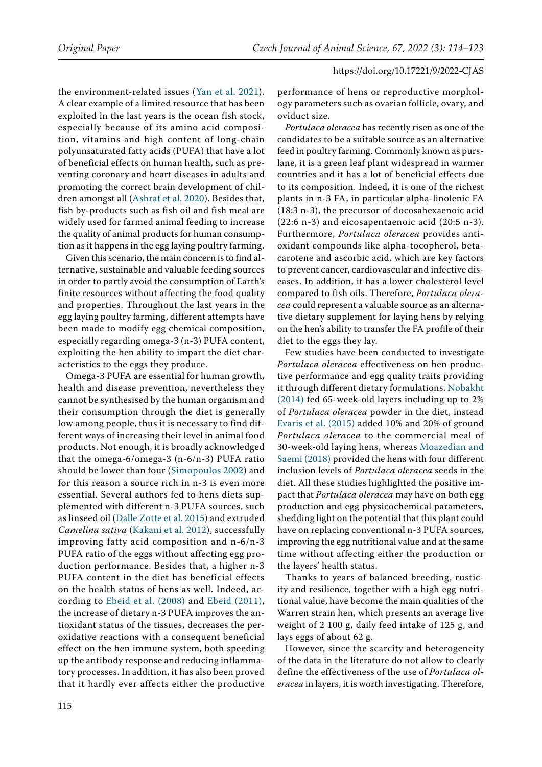the environment-related issues (Yan et al. 2021). A clear example of a limited resource that has been exploited in the last years is the ocean fish stock, especially because of its amino acid composition, vitamins and high content of long-chain polyunsaturated fatty acids (PUFA) that have a lot of beneficial effects on human health, such as preventing coronary and heart diseases in adults and promoting the correct brain development of children amongst all (Ashraf et al. 2020). Besides that, fish by-products such as fish oil and fish meal are widely used for farmed animal feeding to increase the quality of animal products for human consumption as it happens in the egg laying poultry farming.

Given this scenario, the main concern is to find alternative, sustainable and valuable feeding sources in order to partly avoid the consumption of Earth's finite resources without affecting the food quality and properties. Throughout the last years in the egg laying poultry farming, different attempts have been made to modify egg chemical composition, especially regarding omega-3 (n-3) PUFA content, exploiting the hen ability to impart the diet characteristics to the eggs they produce.

Omega-3 PUFA are essential for human growth, health and disease prevention, nevertheless they cannot be synthesised by the human organism and their consumption through the diet is generally low among people, thus it is necessary to find different ways of increasing their level in animal food products. Not enough, it is broadly acknowledged that the omega-6/omega-3 (n-6/n-3) PUFA ratio should be lower than four (Simopoulos 2002) and for this reason a source rich in n-3 is even more essential. Several authors fed to hens diets supplemented with different n-3 PUFA sources, such as linseed oil (Dalle Zotte et al. 2015) and extruded *Camelina sativa* (Kakani et al. 2012), successfully improving fatty acid composition and n-6/n-3 PUFA ratio of the eggs without affecting egg production performance. Besides that, a higher n-3 PUFA content in the diet has beneficial effects on the health status of hens as well. Indeed, according to Ebeid et al. (2008) and Ebeid (2011), the increase of dietary n-3 PUFA improves the antioxidant status of the tissues, decreases the peroxidative reactions with a consequent beneficial effect on the hen immune system, both speeding up the antibody response and reducing inflammatory processes. In addition, it has also been proved that it hardly ever affects either the productive performance of hens or reproductive morphology parameters such as ovarian follicle, ovary, and oviduct size.

*Portulaca oleracea* has recently risen as one of the candidates to be a suitable source as an alternative feed in poultry farming. Commonly known as purslane, it is a green leaf plant widespread in warmer countries and it has a lot of beneficial effects due to its composition. Indeed, it is one of the richest plants in n-3 FA, in particular alpha-linolenic FA (18:3 n-3), the precursor of docosahexaenoic acid (22:6 n-3) and eicosapentaenoic acid (20:5 n-3). Furthermore, *Portulaca oleracea* provides antioxidant compounds like alpha-tocopherol, beta-carotene and ascorbic acid, which are key factors to prevent cancer, cardiovascular and infective diseases. In addition, it has a lower cholesterol level compared to fish oils. Therefore, *Portulaca oleracea* could represent a valuable source as an alternative dietary supplement for laying hens by relying on the hen's ability to transfer the FA profile of their diet to the eggs they lay.

Few studies have been conducted to investigate *Portulaca oleracea* effectiveness on hen productive performance and egg quality traits providing it through different dietary formulations. Nobakht (2014) fed 65-week-old layers including up to 2% of *Portulaca oleracea* powder in the diet, instead Evaris et al. (2015) added 10% and 20% of ground *Portulaca oleracea* to the commercial meal of 30-week-old laying hens, whereas Moazedian and Saemi (2018) provided the hens with four different inclusion levels of *Portulaca oleracea* seeds in the diet. All these studies highlighted the positive impact that *Portulaca oleracea* may have on both egg production and egg physicochemical parameters, shedding light on the potential that this plant could have on replacing conventional n-3 PUFA sources, improving the egg nutritional value and at the same time without affecting either the production or the layers' health status.

Thanks to years of balanced breeding, rusticity and resilience, together with a high egg nutritional value, have become the main qualities of the Warren strain hen, which presents an average live weight of 2 100 g, daily feed intake of 125 g, and lays eggs of about 62 g.

However, since the scarcity and heterogeneity of the data in the literature do not allow to clearly define the effectiveness of the use of *Portulaca oleracea* in layers, it is worth investigating. Therefore,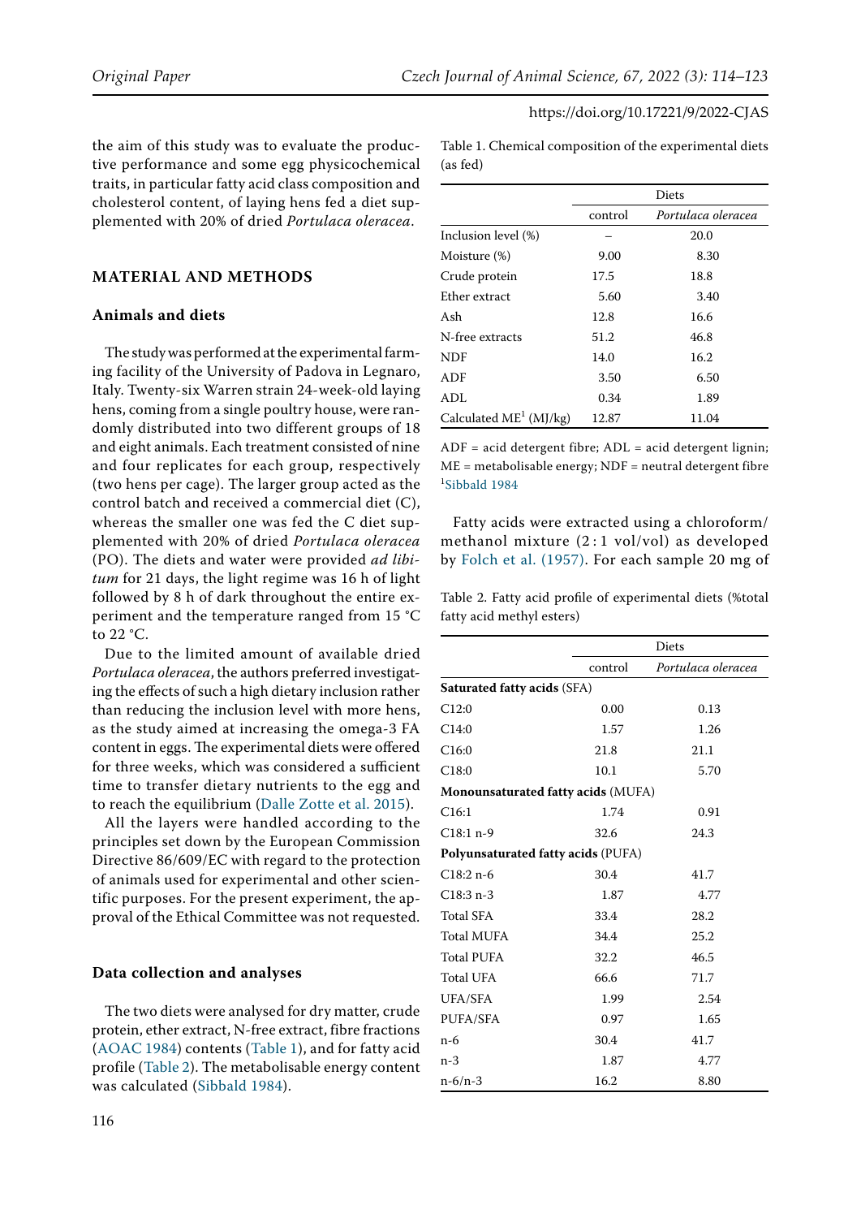the aim of this study was to evaluate the productive performance and some egg physicochemical traits, in particular fatty acid class composition and cholesterol content, of laying hens fed a diet supplemented with 20% of dried *Portulaca oleracea*.

## MATERIAL AND METHODS

### Animals and diets

The study was performed at the experimental farming facility of the University of Padova in Legnaro, Italy. Twenty-six Warren strain 24-week-old laying hens, coming from a single poultry house, were randomly distributed into two different groups of 18 and eight animals. Each treatment consisted of nine and four replicates for each group, respectively (two hens per cage). The larger group acted as the control batch and received a commercial diet (C), whereas the smaller one was fed the C diet supplemented with 20% of dried *Portulaca oleracea* (PO). The diets and water were provided *ad libitum* for 21 days, the light regime was 16 h of light followed by 8 h of dark throughout the entire experiment and the temperature ranged from 15 °C to 22 °C.

Due to the limited amount of available dried *Portulaca oleracea*, the authors preferred investigating the effects of such a high dietary inclusion rather than reducing the inclusion level with more hens, as the study aimed at increasing the omega-3 FA content in eggs. The experimental diets were offered for three weeks, which was considered a sufficient time to transfer dietary nutrients to the egg and to reach the equilibrium (Dalle Zotte et al. 2015).

All the layers were handled according to the principles set down by the European Commission Directive 86/609/EC with regard to the protection of animals used for experimental and other scientific purposes. For the present experiment, the approval of the Ethical Committee was not requested.

### Data collection and analyses

The two diets were analysed for dry matter, crude protein, ether extract, N-free extract, fibre fractions (AOAC 1984) contents (Table 1), and for fatty acid profile (Table 2). The metabolisable energy content was calculated (Sibbald 1984).

Table 1. Chemical composition of the experimental diets (as fed)

| | Diets | |
|---|---|---|
| | control | *Portulaca oleracea* |
| Inclusion level (%) | – | 20.0 |
| Moisture (%) | 9.00 | 8.30 |
| Crude protein | 17.5 | 18.8 |
| Ether extract | 5.60 | 3.40 |
| Ash | 12.8 | 16.6 |
| N-free extracts | 51.2 | 46.8 |
| NDF | 14.0 | 16.2 |
| ADF | 3.50 | 6.50 |
| ADL | 0.34 | 1.89 |
| Calculated ME[1] (MJ/kg) | 12.87 | 11.04 |

ADF = acid detergent fibre; ADL = acid detergent lignin; ME = metabolisable energy; NDF = neutral detergent fibre
[1]Sibbald 1984

Fatty acids were extracted using a chloroform/methanol mixture (2 : 1 vol/vol) as developed by Folch et al. (1957). For each sample 20 mg of

Table 2. Fatty acid profile of experimental diets (%total fatty acid methyl esters)

| | Diets | |
|---|---|---|
| | control | *Portulaca oleracea* |
| **Saturated fatty acids** (SFA) | | |
| C12:0 | 0.00 | 0.13 |
| C14:0 | 1.57 | 1.26 |
| C16:0 | 21.8 | 21.1 |
| C18:0 | 10.1 | 5.70 |
| **Monounsaturated fatty acids** (MUFA) | | |
| C16:1 | 1.74 | 0.91 |
| C18:1 n-9 | 32.6 | 24.3 |
| **Polyunsaturated fatty acids** (PUFA) | | |
| C18:2 n-6 | 30.4 | 41.7 |
| C18:3 n-3 | 1.87 | 4.77 |
| Total SFA | 33.4 | 28.2 |
| Total MUFA | 34.4 | 25.2 |
| Total PUFA | 32.2 | 46.5 |
| Total UFA | 66.6 | 71.7 |
| UFA/SFA | 1.99 | 2.54 |
| PUFA/SFA | 0.97 | 1.65 |
| n-6 | 30.4 | 41.7 |
| n-3 | 1.87 | 4.77 |
| n-6/n-3 | 16.2 | 8.80 |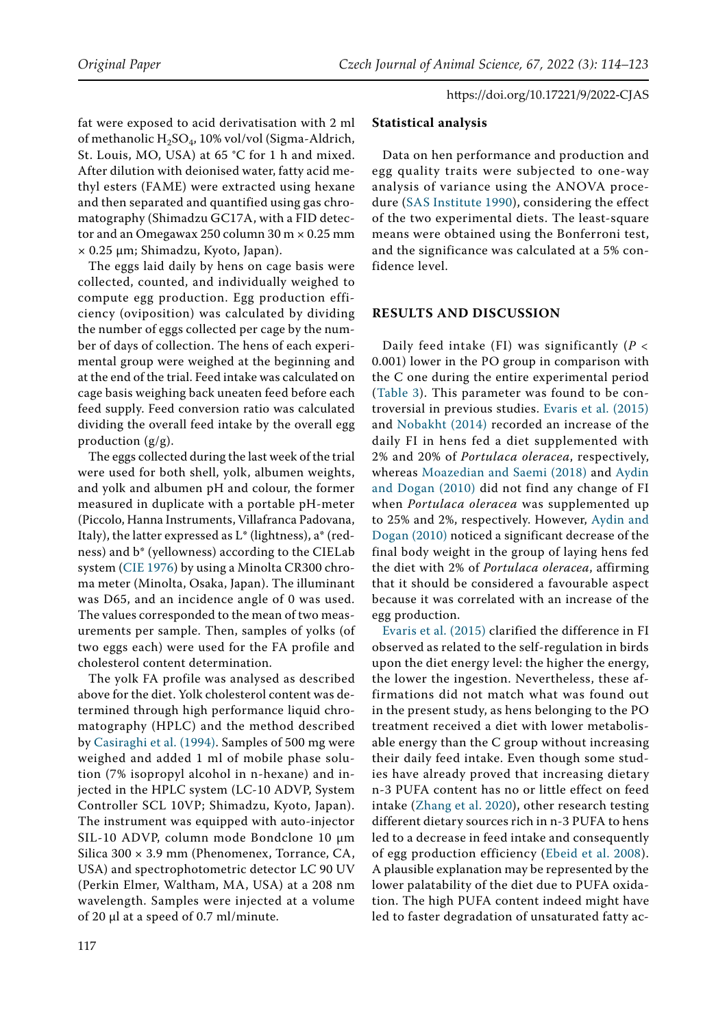fat were exposed to acid derivatisation with 2 ml of methanolic $H_2SO_4$, 10% vol/vol (Sigma-Aldrich, St. Louis, MO, USA) at 65 °C for 1 h and mixed. After dilution with deionised water, fatty acid methyl esters (FAME) were extracted using hexane and then separated and quantified using gas chromatography (Shimadzu GC17A, with a FID detector and an Omegawax 250 column 30 m × 0.25 mm × 0.25 µm; Shimadzu, Kyoto, Japan).

The eggs laid daily by hens on cage basis were collected, counted, and individually weighed to compute egg production. Egg production efficiency (oviposition) was calculated by dividing the number of eggs collected per cage by the number of days of collection. The hens of each experimental group were weighed at the beginning and at the end of the trial. Feed intake was calculated on cage basis weighing back uneaten feed before each feed supply. Feed conversion ratio was calculated dividing the overall feed intake by the overall egg production (g/g).

The eggs collected during the last week of the trial were used for both shell, yolk, albumen weights, and yolk and albumen pH and colour, the former measured in duplicate with a portable pH-meter (Piccolo, Hanna Instruments, Villafranca Padovana, Italy), the latter expressed as L* (lightness), a* (redness) and b* (yellowness) according to the CIELab system (CIE 1976) by using a Minolta CR300 chroma meter (Minolta, Osaka, Japan). The illuminant was D65, and an incidence angle of 0 was used. The values corresponded to the mean of two measurements per sample. Then, samples of yolks (of two eggs each) were used for the FA profile and cholesterol content determination.

The yolk FA profile was analysed as described above for the diet. Yolk cholesterol content was determined through high performance liquid chromatography (HPLC) and the method described by Casiraghi et al. (1994). Samples of 500 mg were weighed and added 1 ml of mobile phase solution (7% isopropyl alcohol in n-hexane) and injected in the HPLC system (LC-10 ADVP, System Controller SCL 10VP; Shimadzu, Kyoto, Japan). The instrument was equipped with auto-injector SIL-10 ADVP, column mode Bondclone 10 µm Silica 300 × 3.9 mm (Phenomenex, Torrance, CA, USA) and spectrophotometric detector LC 90 UV (Perkin Elmer, Waltham, MA, USA) at a 208 nm wavelength. Samples were injected at a volume of 20 µl at a speed of 0.7 ml/minute.

### Statistical analysis

Data on hen performance and production and egg quality traits were subjected to one-way analysis of variance using the ANOVA procedure (SAS Institute 1990), considering the effect of the two experimental diets. The least-square means were obtained using the Bonferroni test, and the significance was calculated at a 5% confidence level.

## RESULTS AND DISCUSSION

Daily feed intake (FI) was significantly ($P$ < 0.001) lower in the PO group in comparison with the C one during the entire experimental period (Table 3). This parameter was found to be controversial in previous studies. Evaris et al. (2015) and Nobakht (2014) recorded an increase of the daily FI in hens fed a diet supplemented with 2% and 20% of *Portulaca oleracea*, respectively, whereas Moazedian and Saemi (2018) and Aydin and Dogan (2010) did not find any change of FI when *Portulaca oleracea* was supplemented up to 25% and 2%, respectively. However, Aydin and Dogan (2010) noticed a significant decrease of the final body weight in the group of laying hens fed the diet with 2% of *Portulaca oleracea*, affirming that it should be considered a favourable aspect because it was correlated with an increase of the egg production.

Evaris et al. (2015) clarified the difference in FI observed as related to the self-regulation in birds upon the diet energy level: the higher the energy, the lower the ingestion. Nevertheless, these affirmations did not match what was found out in the present study, as hens belonging to the PO treatment received a diet with lower metabolisable energy than the C group without increasing their daily feed intake. Even though some studies have already proved that increasing dietary n-3 PUFA content has no or little effect on feed intake (Zhang et al. 2020), other research testing different dietary sources rich in n-3 PUFA to hens led to a decrease in feed intake and consequently of egg production efficiency (Ebeid et al. 2008). A plausible explanation may be represented by the lower palatability of the diet due to PUFA oxidation. The high PUFA content indeed might have led to faster degradation of unsaturated fatty ac-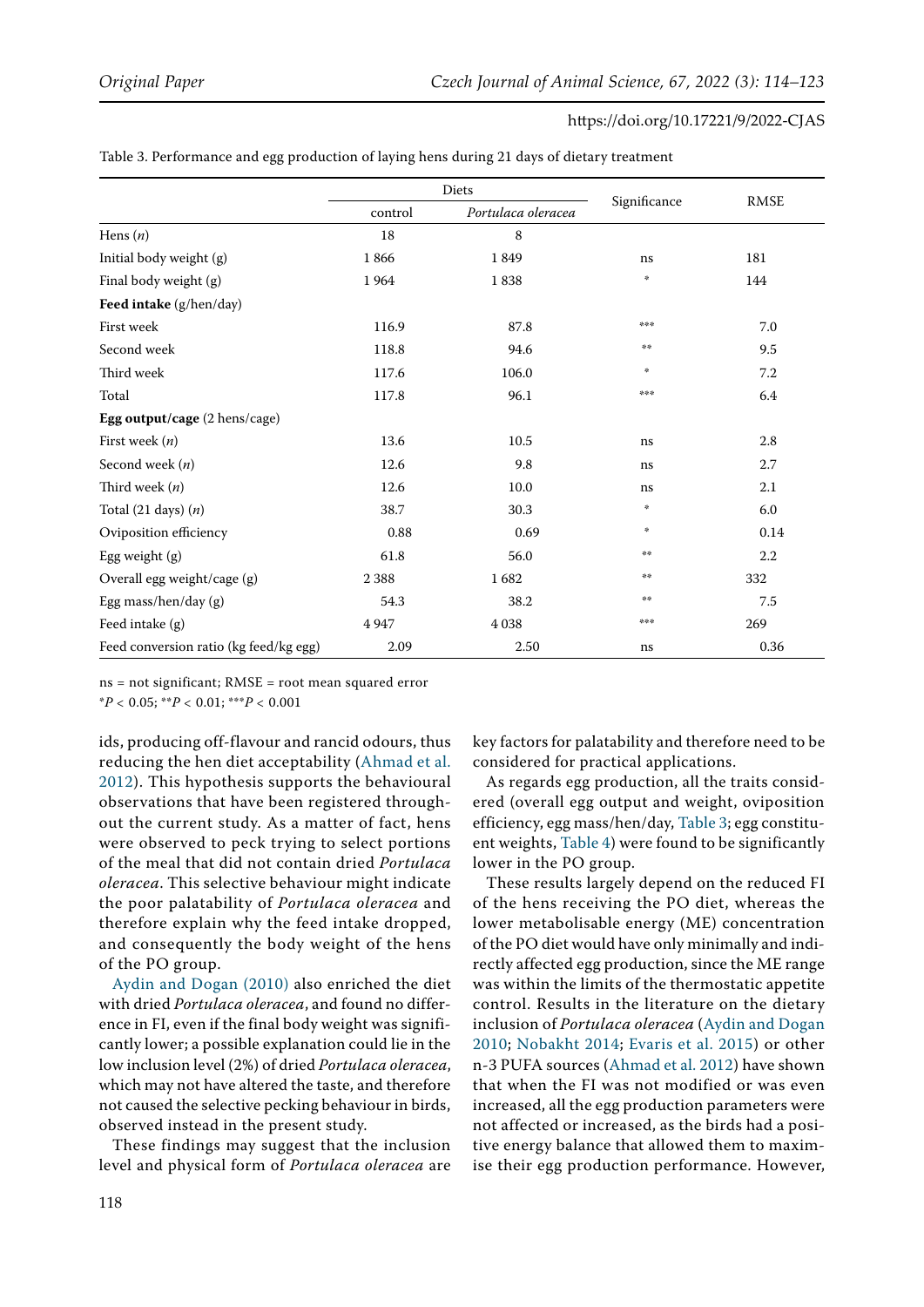Table 3. Performance and egg production of laying hens during 21 days of dietary treatment

| | Diets | | Significance | RMSE |
|---|---|---|---|---|
| | control | *Portulaca oleracea* | | |
| Hens (*n*) | 18 | 8 | | |
| Initial body weight (g) | 1 866 | 1 849 | ns | 181 |
| Final body weight (g) | 1 964 | 1 838 | * | 144 |
| **Feed intake** (g/hen/day) | | | | |
| First week | 116.9 | 87.8 | *** | 7.0 |
| Second week | 118.8 | 94.6 | ** | 9.5 |
| Third week | 117.6 | 106.0 | * | 7.2 |
| Total | 117.8 | 96.1 | *** | 6.4 |
| **Egg output/cage** (2 hens/cage) | | | | |
| First week (*n*) | 13.6 | 10.5 | ns | 2.8 |
| Second week (*n*) | 12.6 | 9.8 | ns | 2.7 |
| Third week (*n*) | 12.6 | 10.0 | ns | 2.1 |
| Total (21 days) (*n*) | 38.7 | 30.3 | * | 6.0 |
| Oviposition efficiency | 0.88 | 0.69 | * | 0.14 |
| Egg weight (g) | 61.8 | 56.0 | ** | 2.2 |
| Overall egg weight/cage (g) | 2 388 | 1 682 | ** | 332 |
| Egg mass/hen/day (g) | 54.3 | 38.2 | ** | 7.5 |
| Feed intake (g) | 4 947 | 4 038 | *** | 269 |
| Feed conversion ratio (kg feed/kg egg) | 2.09 | 2.50 | ns | 0.36 |

ns = not significant; RMSE = root mean squared error
*$P < 0.05$; **$P < 0.01$; ***$P < 0.001$

ids, producing off-flavour and rancid odours, thus reducing the hen diet acceptability (Ahmad et al. 2012). This hypothesis supports the behavioural observations that have been registered throughout the current study. As a matter of fact, hens were observed to peck trying to select portions of the meal that did not contain dried *Portulaca oleracea*. This selective behaviour might indicate the poor palatability of *Portulaca oleracea* and therefore explain why the feed intake dropped, and consequently the body weight of the hens of the PO group.

Aydin and Dogan (2010) also enriched the diet with dried *Portulaca oleracea*, and found no difference in FI, even if the final body weight was significantly lower; a possible explanation could lie in the low inclusion level (2%) of dried *Portulaca oleracea*, which may not have altered the taste, and therefore not caused the selective pecking behaviour in birds, observed instead in the present study.

These findings may suggest that the inclusion level and physical form of *Portulaca oleracea* are key factors for palatability and therefore need to be considered for practical applications.

As regards egg production, all the traits considered (overall egg output and weight, oviposition efficiency, egg mass/hen/day, Table 3; egg constituent weights, Table 4) were found to be significantly lower in the PO group.

These results largely depend on the reduced FI of the hens receiving the PO diet, whereas the lower metabolisable energy (ME) concentration of the PO diet would have only minimally and indirectly affected egg production, since the ME range was within the limits of the thermostatic appetite control. Results in the literature on the dietary inclusion of *Portulaca oleracea* (Aydin and Dogan 2010; Nobakht 2014; Evaris et al. 2015) or other n-3 PUFA sources (Ahmad et al. 2012) have shown that when the FI was not modified or was even increased, all the egg production parameters were not affected or increased, as the birds had a positive energy balance that allowed them to maximise their egg production performance. However,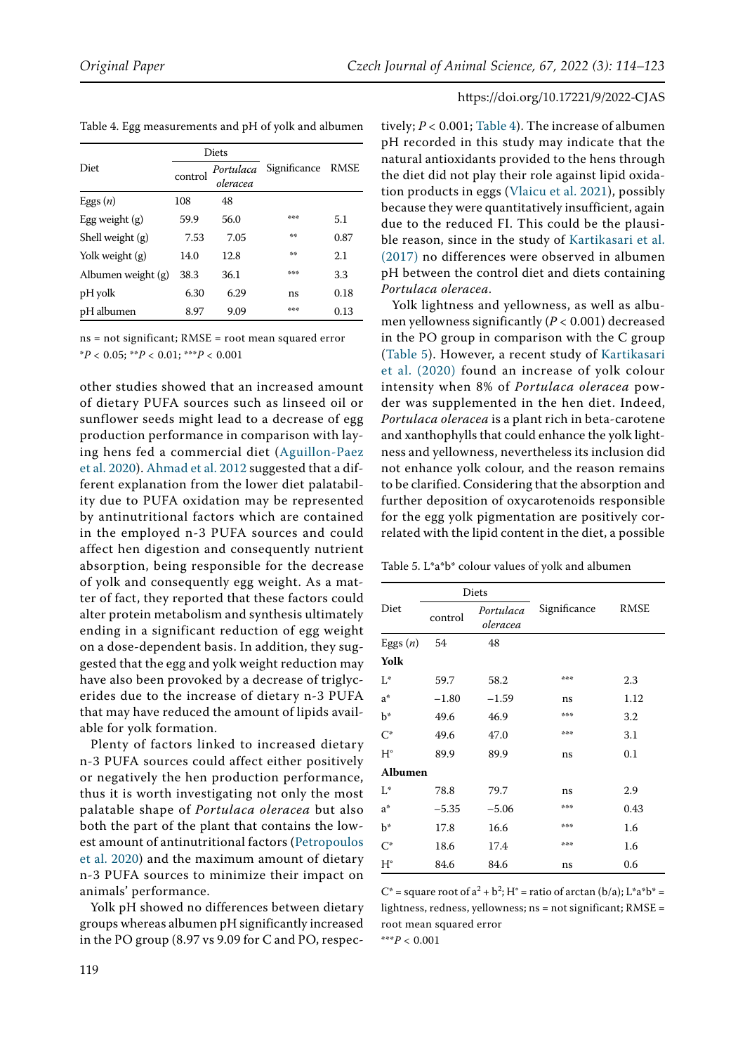Table 4. Egg measurements and pH of yolk and albumen

| Diet | Diets | | Significance | RMSE |
|---|---|---|---|---|
| | control | *Portulaca oleracea* | | |
| Eggs (*n*) | 108 | 48 | | |
| Egg weight (g) | 59.9 | 56.0 | *** | 5.1 |
| Shell weight (g) | 7.53 | 7.05 | ** | 0.87 |
| Yolk weight (g) | 14.0 | 12.8 | ** | 2.1 |
| Albumen weight (g) | 38.3 | 36.1 | *** | 3.3 |
| pH yolk | 6.30 | 6.29 | ns | 0.18 |
| pH albumen | 8.97 | 9.09 | *** | 0.13 |

ns = not significant; RMSE = root mean squared error
\*$P < 0.05$; \*\*$P < 0.01$; \*\*\*$P < 0.001$

other studies showed that an increased amount of dietary PUFA sources such as linseed oil or sunflower seeds might lead to a decrease of egg production performance in comparison with laying hens fed a commercial diet (Aguillon-Paez et al. 2020). Ahmad et al. 2012 suggested that a different explanation from the lower diet palatability due to PUFA oxidation may be represented by antinutritional factors which are contained in the employed n-3 PUFA sources and could affect hen digestion and consequently nutrient absorption, being responsible for the decrease of yolk and consequently egg weight. As a matter of fact, they reported that these factors could alter protein metabolism and synthesis ultimately ending in a significant reduction of egg weight on a dose-dependent basis. In addition, they suggested that the egg and yolk weight reduction may have also been provoked by a decrease of triglycerides due to the increase of dietary n-3 PUFA that may have reduced the amount of lipids available for yolk formation.

Plenty of factors linked to increased dietary n-3 PUFA sources could affect either positively or negatively the hen production performance, thus it is worth investigating not only the most palatable shape of *Portulaca oleracea* but also both the part of the plant that contains the lowest amount of antinutritional factors (Petropoulos et al. 2020) and the maximum amount of dietary n-3 PUFA sources to minimize their impact on animals' performance.

Yolk pH showed no differences between dietary groups whereas albumen pH significantly increased in the PO group (8.97 vs 9.09 for C and PO, respectively; $P < 0.001$; Table 4). The increase of albumen pH recorded in this study may indicate that the natural antioxidants provided to the hens through the diet did not play their role against lipid oxidation products in eggs (Vlaicu et al. 2021), possibly because they were quantitatively insufficient, again due to the reduced FI. This could be the plausible reason, since in the study of Kartikasari et al. (2017) no differences were observed in albumen pH between the control diet and diets containing *Portulaca oleracea*.

Yolk lightness and yellowness, as well as albumen yellowness significantly ($P < 0.001$) decreased in the PO group in comparison with the C group (Table 5). However, a recent study of Kartikasari et al. (2020) found an increase of yolk colour intensity when 8% of *Portulaca oleracea* powder was supplemented in the hen diet. Indeed, *Portulaca oleracea* is a plant rich in beta-carotene and xanthophylls that could enhance the yolk lightness and yellowness, nevertheless its inclusion did not enhance yolk colour, and the reason remains to be clarified. Considering that the absorption and further deposition of oxycarotenoids responsible for the egg yolk pigmentation are positively correlated with the lipid content in the diet, a possible

Table 5. L\*a\*b\* colour values of yolk and albumen

| Diet | Diets | | Significance | RMSE |
|---|---|---|---|---|
| | control | *Portulaca oleracea* | | |
| Eggs (*n*) | 54 | 48 | | |
| **Yolk** | | | | |
| L\* | 59.7 | 58.2 | *** | 2.3 |
| a\* | −1.80 | −1.59 | ns | 1.12 |
| b\* | 49.6 | 46.9 | *** | 3.2 |
| C\* | 49.6 | 47.0 | *** | 3.1 |
| H° | 89.9 | 89.9 | ns | 0.1 |
| **Albumen** | | | | |
| L\* | 78.8 | 79.7 | ns | 2.9 |
| a\* | −5.35 | −5.06 | *** | 0.43 |
| b\* | 17.8 | 16.6 | *** | 1.6 |
| C\* | 18.6 | 17.4 | *** | 1.6 |
| H° | 84.6 | 84.6 | ns | 0.6 |

C\* = square root of $a^2 + b^2$; H° = ratio of arctan (b/a); L\*a\*b\* = lightness, redness, yellowness; ns = not significant; RMSE = root mean squared error
\*\*\*$P < 0.001$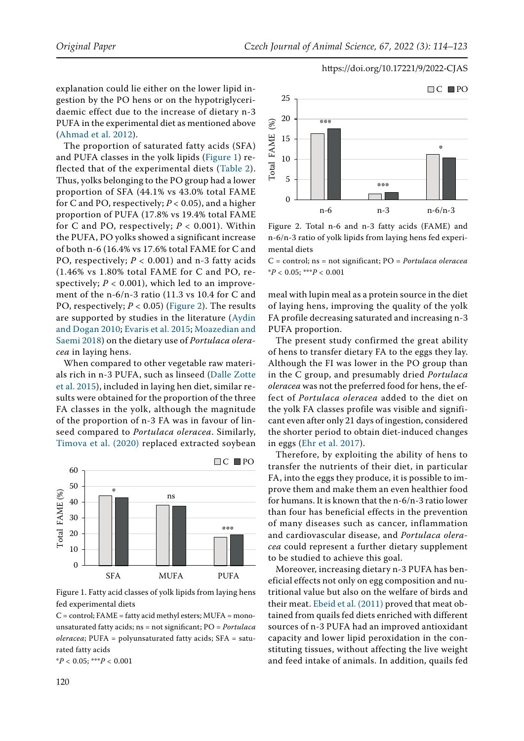explanation could lie either on the lower lipid ingestion by the PO hens or on the hypotriglyceridaemic effect due to the increase of dietary n-3 PUFA in the experimental diet as mentioned above (Ahmad et al. 2012).

The proportion of saturated fatty acids (SFA) and PUFA classes in the yolk lipids (Figure 1) reflected that of the experimental diets (Table 2). Thus, yolks belonging to the PO group had a lower proportion of SFA (44.1% vs 43.0% total FAME for C and PO, respectively; $P < 0.05$), and a higher proportion of PUFA (17.8% vs 19.4% total FAME for C and PO, respectively; $P < 0.001$). Within the PUFA, PO yolks showed a significant increase of both n-6 (16.4% vs 17.6% total FAME for C and PO, respectively; $P < 0.001$) and n-3 fatty acids (1.46% vs 1.80% total FAME for C and PO, respectively; $P < 0.001$), which led to an improvement of the n-6/n-3 ratio (11.3 vs 10.4 for C and PO, respectively; $P < 0.05$) (Figure 2). The results are supported by studies in the literature (Aydin and Dogan 2010; Evaris et al. 2015; Moazedian and Saemi 2018) on the dietary use of *Portulaca oleracea* in laying hens.

When compared to other vegetable raw materials rich in n-3 PUFA, such as linseed (Dalle Zotte et al. 2015), included in laying hen diet, similar results were obtained for the proportion of the three FA classes in the yolk, although the magnitude of the proportion of n-3 FA was in favour of linseed compared to *Portulaca oleracea*. Similarly, Timova et al. (2020) replaced extracted soybean meal with lupin meal as a protein source in the diet of laying hens, improving the quality of the yolk FA profile decreasing saturated and increasing n-3 PUFA proportion.

Figure 1. Fatty acid classes of yolk lipids from laying hens fed experimental diets

C = control; FAME = fatty acid methyl esters; MUFA = monounsaturated fatty acids; ns = not significant; PO = *Portulaca oleracea*; PUFA = polyunsaturated fatty acids; SFA = saturated fatty acids

$^{*}P < 0.05$; $^{***}P < 0.001$

Figure 2. Total n-6 and n-3 fatty acids (FAME) and n-6/n-3 ratio of yolk lipids from laying hens fed experimental diets

C = control; ns = not significant; PO = *Portulaca oleracea*

$^{*}P < 0.05$; $^{***}P < 0.001$

The present study confirmed the great ability of hens to transfer dietary FA to the eggs they lay. Although the FI was lower in the PO group than in the C group, and presumably dried *Portulaca oleracea* was not the preferred food for hens, the effect of *Portulaca oleracea* added to the diet on the yolk FA classes profile was visible and significant even after only 21 days of ingestion, considered the shorter period to obtain diet-induced changes in eggs (Ehr et al. 2017).

Therefore, by exploiting the ability of hens to transfer the nutrients of their diet, in particular FA, into the eggs they produce, it is possible to improve them and make them an even healthier food for humans. It is known that the n-6/n-3 ratio lower than four has beneficial effects in the prevention of many diseases such as cancer, inflammation and cardiovascular disease, and *Portulaca oleracea* could represent a further dietary supplement to be studied to achieve this goal.

Moreover, increasing dietary n-3 PUFA has beneficial effects not only on egg composition and nutritional value but also on the welfare of birds and their meat. Ebeid et al. (2011) proved that meat obtained from quails fed diets enriched with different sources of n-3 PUFA had an improved antioxidant capacity and lower lipid peroxidation in the constituting tissues, without affecting the live weight and feed intake of animals. In addition, quails fed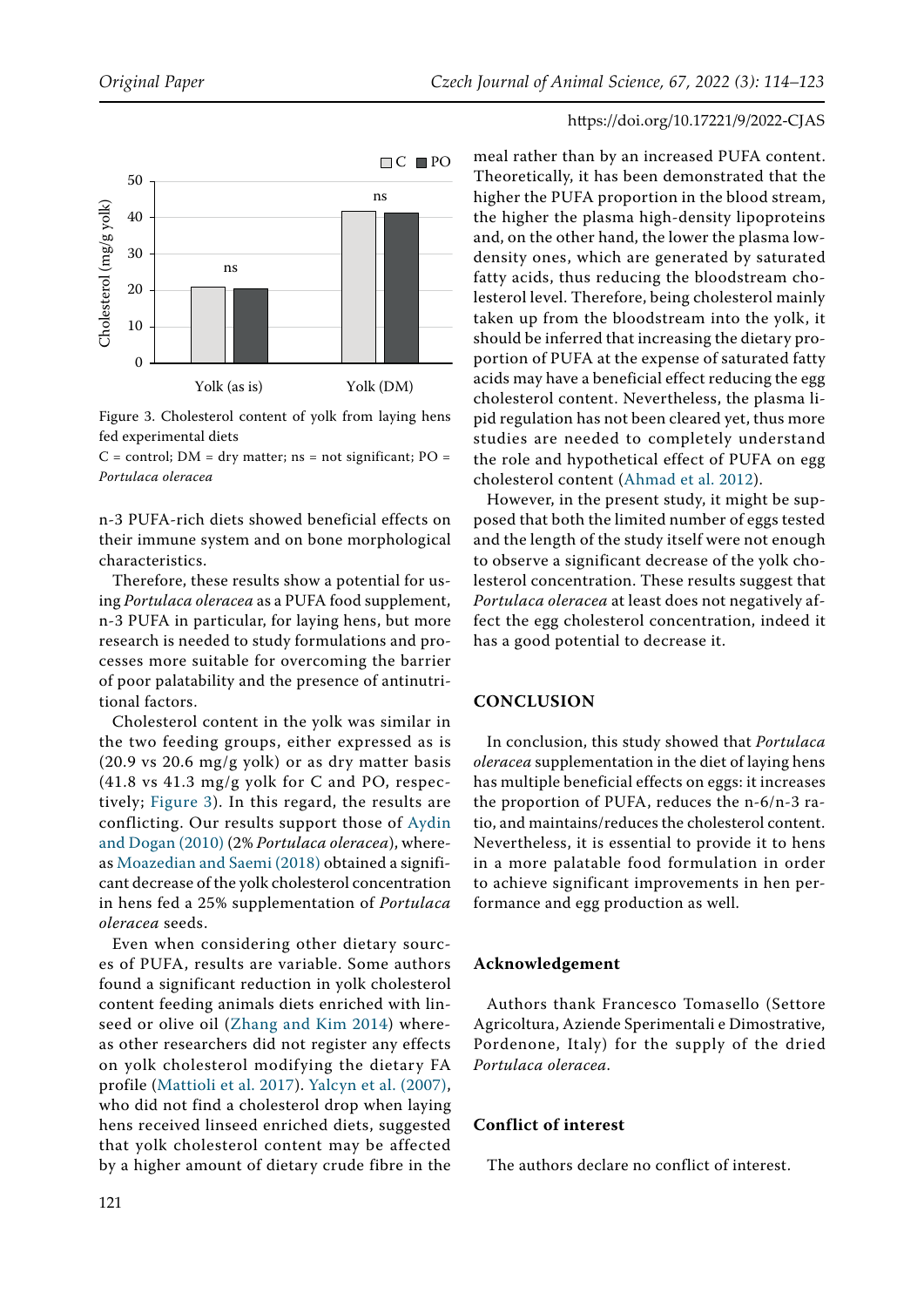Figure 3. Cholesterol content of yolk from laying hens fed experimental diets

C = control; DM = dry matter; ns = not significant; PO = *Portulaca oleracea*

n-3 PUFA-rich diets showed beneficial effects on their immune system and on bone morphological characteristics.

Therefore, these results show a potential for using *Portulaca oleracea* as a PUFA food supplement, n-3 PUFA in particular, for laying hens, but more research is needed to study formulations and processes more suitable for overcoming the barrier of poor palatability and the presence of antinutritional factors.

Cholesterol content in the yolk was similar in the two feeding groups, either expressed as is (20.9 vs 20.6 mg/g yolk) or as dry matter basis (41.8 vs 41.3 mg/g yolk for C and PO, respectively; Figure 3). In this regard, the results are conflicting. Our results support those of Aydin and Dogan (2010) (2% *Portulaca oleracea*), whereas Moazedian and Saemi (2018) obtained a significant decrease of the yolk cholesterol concentration in hens fed a 25% supplementation of *Portulaca oleracea* seeds.

Even when considering other dietary sources of PUFA, results are variable. Some authors found a significant reduction in yolk cholesterol content feeding animals diets enriched with linseed or olive oil (Zhang and Kim 2014) whereas other researchers did not register any effects on yolk cholesterol modifying the dietary FA profile (Mattioli et al. 2017). Yalcyn et al. (2007), who did not find a cholesterol drop when laying hens received linseed enriched diets, suggested that yolk cholesterol content may be affected by a higher amount of dietary crude fibre in the meal rather than by an increased PUFA content. Theoretically, it has been demonstrated that the higher the PUFA proportion in the blood stream, the higher the plasma high-density lipoproteins and, on the other hand, the lower the plasma low-density ones, which are generated by saturated fatty acids, thus reducing the bloodstream cholesterol level. Therefore, being cholesterol mainly taken up from the bloodstream into the yolk, it should be inferred that increasing the dietary proportion of PUFA at the expense of saturated fatty acids may have a beneficial effect reducing the egg cholesterol content. Nevertheless, the plasma lipid regulation has not been cleared yet, thus more studies are needed to completely understand the role and hypothetical effect of PUFA on egg cholesterol content (Ahmad et al. 2012).

However, in the present study, it might be supposed that both the limited number of eggs tested and the length of the study itself were not enough to observe a significant decrease of the yolk cholesterol concentration. These results suggest that *Portulaca oleracea* at least does not negatively affect the egg cholesterol concentration, indeed it has a good potential to decrease it.

## CONCLUSION

In conclusion, this study showed that *Portulaca oleracea* supplementation in the diet of laying hens has multiple beneficial effects on eggs: it increases the proportion of PUFA, reduces the n-6/n-3 ratio, and maintains/reduces the cholesterol content. Nevertheless, it is essential to provide it to hens in a more palatable food formulation in order to achieve significant improvements in hen performance and egg production as well.

### Acknowledgement

Authors thank Francesco Tomasello (Settore Agricoltura, Aziende Sperimentali e Dimostrative, Pordenone, Italy) for the supply of the dried *Portulaca oleracea*.

### Conflict of interest

The authors declare no conflict of interest.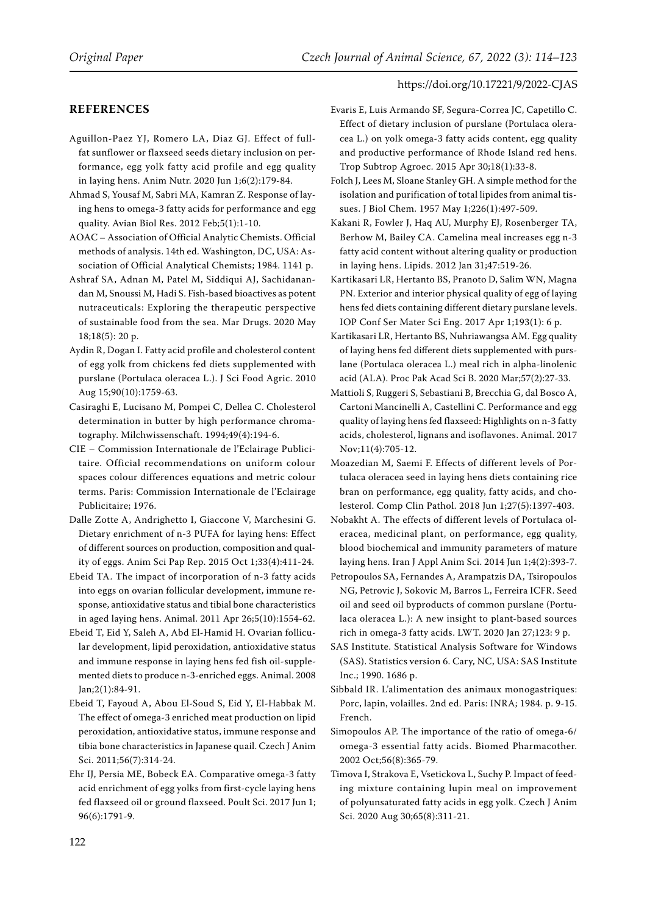## REFERENCES

Aguillon-Paez YJ, Romero LA, Diaz GJ. Effect of full-fat sunflower or flaxseed seeds dietary inclusion on performance, egg yolk fatty acid profile and egg quality in laying hens. Anim Nutr. 2020 Jun 1;6(2):179-84.

Ahmad S, Yousaf M, Sabri MA, Kamran Z. Response of laying hens to omega-3 fatty acids for performance and egg quality. Avian Biol Res. 2012 Feb;5(1):1-10.

AOAC – Association of Official Analytic Chemists. Official methods of analysis. 14th ed. Washington, DC, USA: Association of Official Analytical Chemists; 1984. 1141 p.

Ashraf SA, Adnan M, Patel M, Siddiqui AJ, Sachidanandan M, Snoussi M, Hadi S. Fish-based bioactives as potent nutraceuticals: Exploring the therapeutic perspective of sustainable food from the sea. Mar Drugs. 2020 May 18;18(5): 20 p.

Aydin R, Dogan I. Fatty acid profile and cholesterol content of egg yolk from chickens fed diets supplemented with purslane (Portulaca oleracea L.). J Sci Food Agric. 2010 Aug 15;90(10):1759-63.

Casiraghi E, Lucisano M, Pompei C, Dellea C. Cholesterol determination in butter by high performance chromatography. Milchwissenschaft. 1994;49(4):194-6.

CIE – Commission Internationale de l'Eclairage Publicitaire. Official recommendations on uniform colour spaces colour differences equations and metric colour terms. Paris: Commission Internationale de l'Eclairage Publicitaire; 1976.

Dalle Zotte A, Andrighetto I, Giaccone V, Marchesini G. Dietary enrichment of n-3 PUFA for laying hens: Effect of different sources on production, composition and quality of eggs. Anim Sci Pap Rep. 2015 Oct 1;33(4):411-24.

Ebeid TA. The impact of incorporation of n-3 fatty acids into eggs on ovarian follicular development, immune response, antioxidative status and tibial bone characteristics in aged laying hens. Animal. 2011 Apr 26;5(10):1554-62.

Ebeid T, Eid Y, Saleh A, Abd El-Hamid H. Ovarian follicular development, lipid peroxidation, antioxidative status and immune response in laying hens fed fish oil-supplemented diets to produce n-3-enriched eggs. Animal. 2008 Jan;2(1):84-91.

Ebeid T, Fayoud A, Abou El-Soud S, Eid Y, El-Habbak M. The effect of omega-3 enriched meat production on lipid peroxidation, antioxidative status, immune response and tibia bone characteristics in Japanese quail. Czech J Anim Sci. 2011;56(7):314-24.

Ehr IJ, Persia ME, Bobeck EA. Comparative omega-3 fatty acid enrichment of egg yolks from first-cycle laying hens fed flaxseed oil or ground flaxseed. Poult Sci. 2017 Jun 1; 96(6):1791-9.

Evaris E, Luis Armando SF, Segura-Correa JC, Capetillo C. Effect of dietary inclusion of purslane (Portulaca oleracea L.) on yolk omega-3 fatty acids content, egg quality and productive performance of Rhode Island red hens. Trop Subtrop Agroec. 2015 Apr 30;18(1):33-8.

Folch J, Lees M, Sloane Stanley GH. A simple method for the isolation and purification of total lipides from animal tissues. J Biol Chem. 1957 May 1;226(1):497-509.

Kakani R, Fowler J, Haq AU, Murphy EJ, Rosenberger TA, Berhow M, Bailey CA. Camelina meal increases egg n-3 fatty acid content without altering quality or production in laying hens. Lipids. 2012 Jan 31;47:519-26.

Kartikasari LR, Hertanto BS, Pranoto D, Salim WN, Magna PN. Exterior and interior physical quality of egg of laying hens fed diets containing different dietary purslane levels. IOP Conf Ser Mater Sci Eng. 2017 Apr 1;193(1): 6 p.

Kartikasari LR, Hertanto BS, Nuhriawangsa AM. Egg quality of laying hens fed different diets supplemented with purslane (Portulaca oleracea L.) meal rich in alpha-linolenic acid (ALA). Proc Pak Acad Sci B. 2020 Mar;57(2):27-33.

Mattioli S, Ruggeri S, Sebastiani B, Brecchia G, dal Bosco A, Cartoni Mancinelli A, Castellini C. Performance and egg quality of laying hens fed flaxseed: Highlights on n-3 fatty acids, cholesterol, lignans and isoflavones. Animal. 2017 Nov;11(4):705-12.

Moazedian M, Saemi F. Effects of different levels of Portulaca oleracea seed in laying hens diets containing rice bran on performance, egg quality, fatty acids, and cholesterol. Comp Clin Pathol. 2018 Jun 1;27(5):1397-403.

Nobakht A. The effects of different levels of Portulaca oleracea, medicinal plant, on performance, egg quality, blood biochemical and immunity parameters of mature laying hens. Iran J Appl Anim Sci. 2014 Jun 1;4(2):393-7.

Petropoulos SA, Fernandes A, Arampatzis DA, Tsiropoulos NG, Petrovic J, Sokovic M, Barros L, Ferreira ICFR. Seed oil and seed oil byproducts of common purslane (Portulaca oleracea L.): A new insight to plant-based sources rich in omega-3 fatty acids. LWT. 2020 Jan 27;123: 9 p.

SAS Institute. Statistical Analysis Software for Windows (SAS). Statistics version 6. Cary, NC, USA: SAS Institute Inc.; 1990. 1686 p.

Sibbald IR. L'alimentation des animaux monogastriques: Porc, lapin, volailles. 2nd ed. Paris: INRA; 1984. p. 9-15. French.

Simopoulos AP. The importance of the ratio of omega-6/omega-3 essential fatty acids. Biomed Pharmacother. 2002 Oct;56(8):365-79.

Timova I, Strakova E, Vsetickova L, Suchy P. Impact of feeding mixture containing lupin meal on improvement of polyunsaturated fatty acids in egg yolk. Czech J Anim Sci. 2020 Aug 30;65(8):311-21.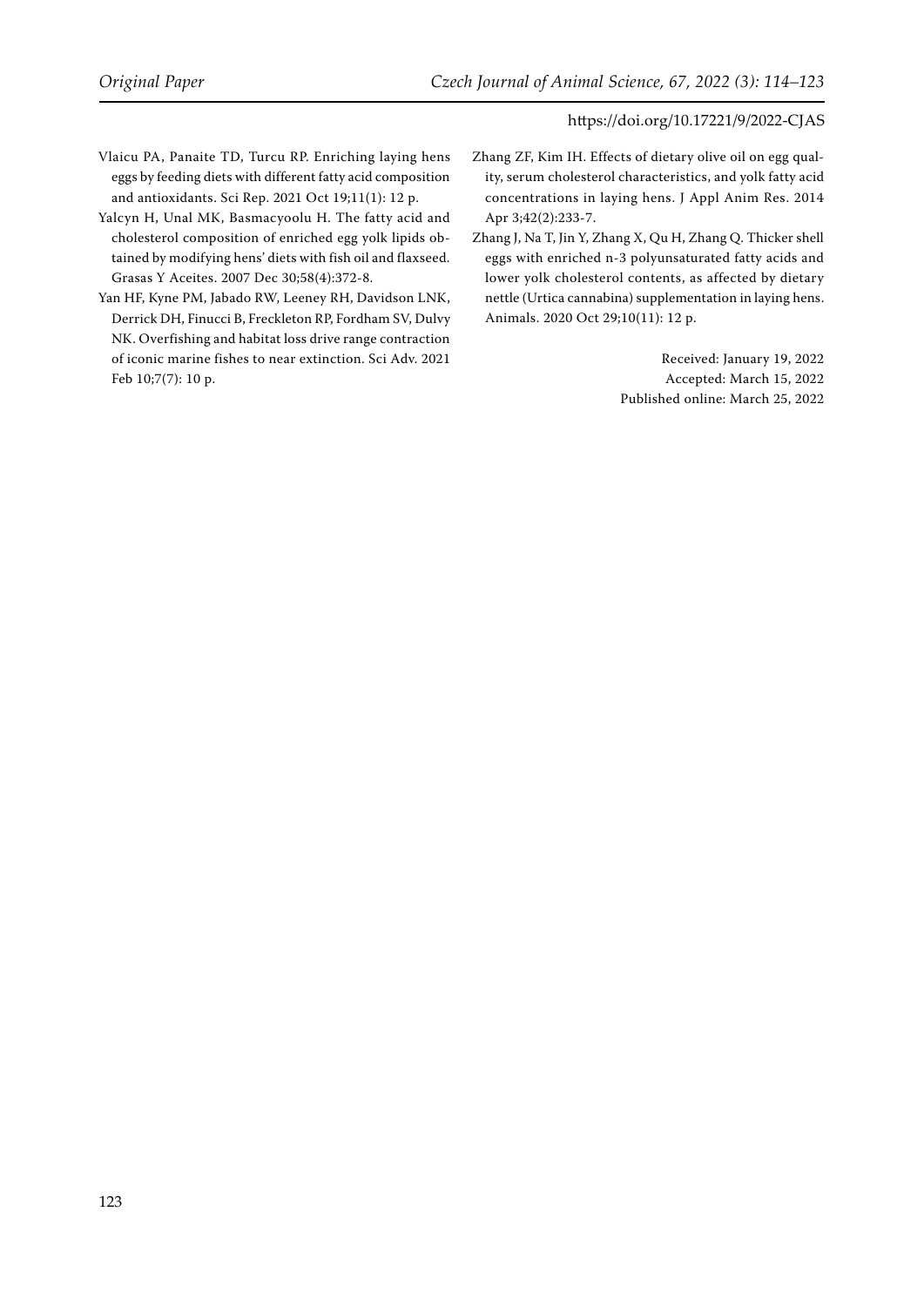Vlaicu PA, Panaite TD, Turcu RP. Enriching laying hens eggs by feeding diets with different fatty acid composition and antioxidants. Sci Rep. 2021 Oct 19;11(1): 12 p.

Yalcyn H, Unal MK, Basmacyoolu H. The fatty acid and cholesterol composition of enriched egg yolk lipids obtained by modifying hens' diets with fish oil and flaxseed. Grasas Y Aceites. 2007 Dec 30;58(4):372-8.

Yan HF, Kyne PM, Jabado RW, Leeney RH, Davidson LNK, Derrick DH, Finucci B, Freckleton RP, Fordham SV, Dulvy NK. Overfishing and habitat loss drive range contraction of iconic marine fishes to near extinction. Sci Adv. 2021 Feb 10;7(7): 10 p.

Zhang ZF, Kim IH. Effects of dietary olive oil on egg quality, serum cholesterol characteristics, and yolk fatty acid concentrations in laying hens. J Appl Anim Res. 2014 Apr 3;42(2):233-7.

Zhang J, Na T, Jin Y, Zhang X, Qu H, Zhang Q. Thicker shell eggs with enriched n-3 polyunsaturated fatty acids and lower yolk cholesterol contents, as affected by dietary nettle (Urtica cannabina) supplementation in laying hens. Animals. 2020 Oct 29;10(11): 12 p.

Received: January 19, 2022
Accepted: March 15, 2022
Published online: March 25, 2022